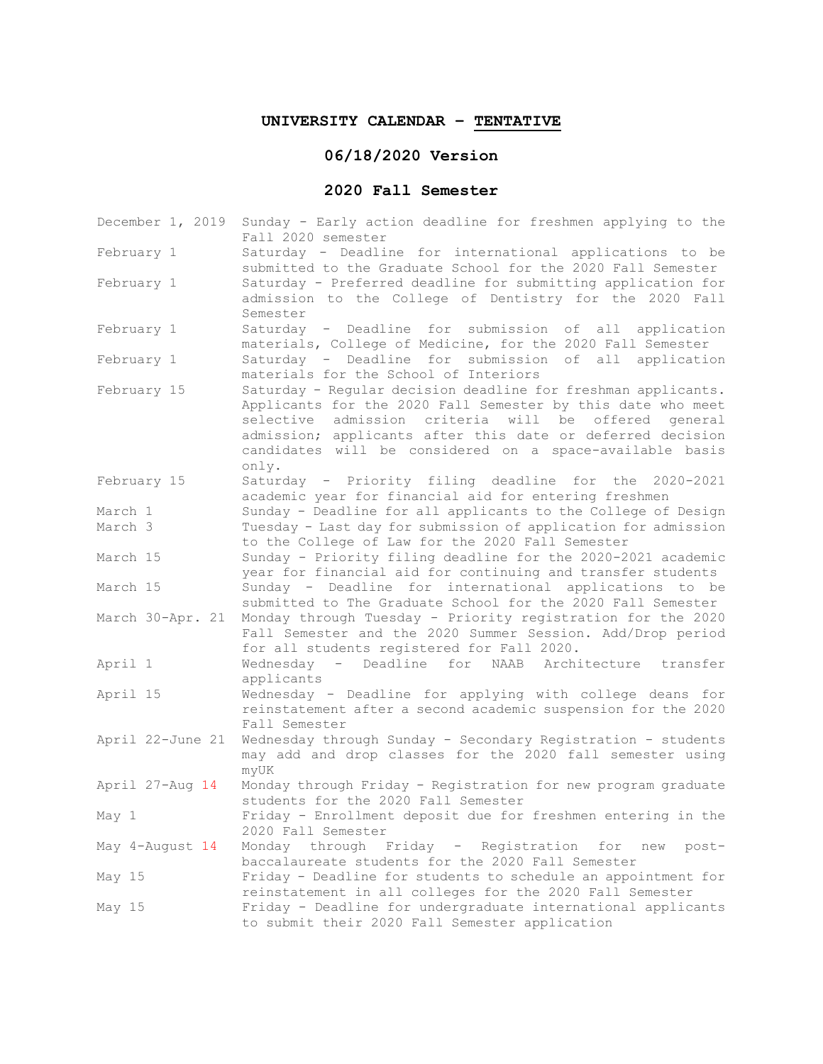# UNIVERSITY CALENDAR – TENTATIVE

## 06/18/2020 Version

## 2020 Fall Semester

| Date | Event |
|---|---|
| December 1, 2019 | Sunday - Early action deadline for freshmen applying to the Fall 2020 semester |
| February 1 | Saturday - Deadline for international applications to be submitted to the Graduate School for the 2020 Fall Semester |
| February 1 | Saturday - Preferred deadline for submitting application for admission to the College of Dentistry for the 2020 Fall Semester |
| February 1 | Saturday - Deadline for submission of all application materials, College of Medicine, for the 2020 Fall Semester |
| February 1 | Saturday - Deadline for submission of all application materials for the School of Interiors |
| February 15 | Saturday - Regular decision deadline for freshman applicants. Applicants for the 2020 Fall Semester by this date who meet selective admission criteria will be offered general admission; applicants after this date or deferred decision candidates will be considered on a space-available basis only. |
| February 15 | Saturday - Priority filing deadline for the 2020-2021 academic year for financial aid for entering freshmen |
| March 1 | Sunday - Deadline for all applicants to the College of Design |
| March 3 | Tuesday - Last day for submission of application for admission to the College of Law for the 2020 Fall Semester |
| March 15 | Sunday - Priority filing deadline for the 2020-2021 academic year for financial aid for continuing and transfer students |
| March 15 | Sunday - Deadline for international applications to be submitted to The Graduate School for the 2020 Fall Semester |
| March 30-Apr. 21 | Monday through Tuesday - Priority registration for the 2020 Fall Semester and the 2020 Summer Session. Add/Drop period for all students registered for Fall 2020. |
| April 1 | Wednesday - Deadline for NAAB Architecture transfer applicants |
| April 15 | Wednesday - Deadline for applying with college deans for reinstatement after a second academic suspension for the 2020 Fall Semester |
| April 22-June 21 | Wednesday through Sunday - Secondary Registration - students may add and drop classes for the 2020 fall semester using myUK |
| April 27-Aug 14 | Monday through Friday - Registration for new program graduate students for the 2020 Fall Semester |
| May 1 | Friday - Enrollment deposit due for freshmen entering in the 2020 Fall Semester |
| May 4-August 14 | Monday through Friday - Registration for new post-baccalaureate students for the 2020 Fall Semester |
| May 15 | Friday - Deadline for students to schedule an appointment for reinstatement in all colleges for the 2020 Fall Semester |
| May 15 | Friday - Deadline for undergraduate international applicants to submit their 2020 Fall Semester application |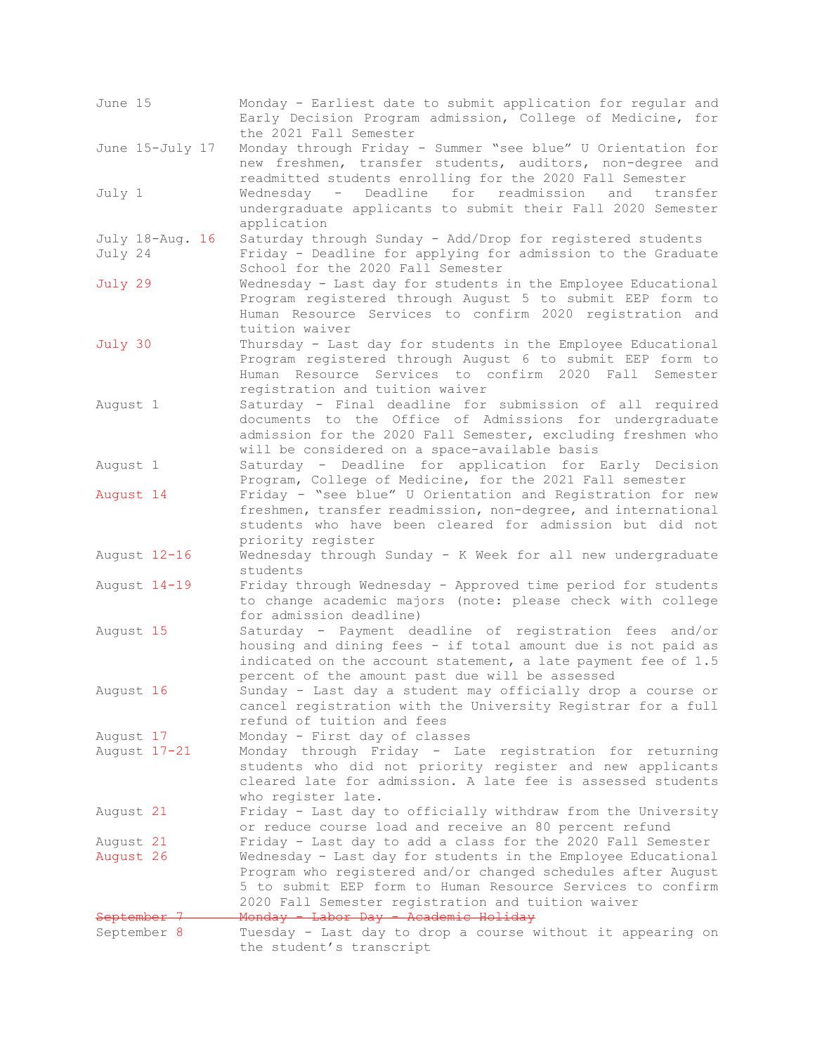| | |
|---|---|
| June 15 | Monday - Earliest date to submit application for regular and Early Decision Program admission, College of Medicine, for the 2021 Fall Semester |
| June 15-July 17 | Monday through Friday - Summer "see blue" U Orientation for new freshmen, transfer students, auditors, non-degree and readmitted students enrolling for the 2020 Fall Semester |
| July 1 | Wednesday - Deadline for readmission and transfer undergraduate applicants to submit their Fall 2020 Semester application |
| July 18-Aug. 16 | Saturday through Sunday - Add/Drop for registered students |
| July 24 | Friday - Deadline for applying for admission to the Graduate School for the 2020 Fall Semester |
| July 29 | Wednesday - Last day for students in the Employee Educational Program registered through August 5 to submit EEP form to Human Resource Services to confirm 2020 registration and tuition waiver |
| July 30 | Thursday - Last day for students in the Employee Educational Program registered through August 6 to submit EEP form to Human Resource Services to confirm 2020 Fall Semester registration and tuition waiver |
| August 1 | Saturday - Final deadline for submission of all required documents to the Office of Admissions for undergraduate admission for the 2020 Fall Semester, excluding freshmen who will be considered on a space-available basis |
| August 1 | Saturday - Deadline for application for Early Decision Program, College of Medicine, for the 2021 Fall semester |
| August 14 | Friday - "see blue" U Orientation and Registration for new freshmen, transfer readmission, non-degree, and international students who have been cleared for admission but did not priority register |
| August 12-16 | Wednesday through Sunday - K Week for all new undergraduate students |
| August 14-19 | Friday through Wednesday - Approved time period for students to change academic majors (note: please check with college for admission deadline) |
| August 15 | Saturday - Payment deadline of registration fees and/or housing and dining fees - if total amount due is not paid as indicated on the account statement, a late payment fee of 1.5 percent of the amount past due will be assessed |
| August 16 | Sunday - Last day a student may officially drop a course or cancel registration with the University Registrar for a full refund of tuition and fees |
| August 17 | Monday - First day of classes |
| August 17-21 | Monday through Friday - Late registration for returning students who did not priority register and new applicants cleared late for admission. A late fee is assessed students who register late. |
| August 21 | Friday - Last day to officially withdraw from the University or reduce course load and receive an 80 percent refund |
| August 21 | Friday - Last day to add a class for the 2020 Fall Semester |
| August 26 | Wednesday - Last day for students in the Employee Educational Program who registered and/or changed schedules after August 5 to submit EEP form to Human Resource Services to confirm 2020 Fall Semester registration and tuition waiver |
| ~~September 7~~ | ~~Monday - Labor Day - Academic Holiday~~ |
| September 8 | Tuesday - Last day to drop a course without it appearing on the student's transcript |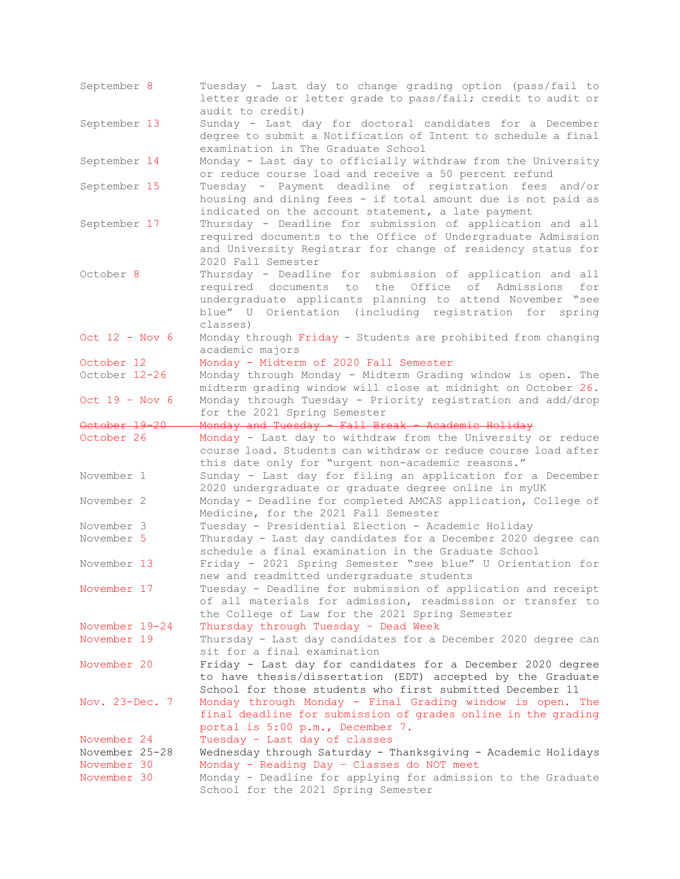| | |
|---|---|
| September 8 | Tuesday - Last day to change grading option (pass/fail to letter grade or letter grade to pass/fail; credit to audit or audit to credit) |
| September 13 | Sunday - Last day for doctoral candidates for a December degree to submit a Notification of Intent to schedule a final examination in The Graduate School |
| September 14 | Monday - Last day to officially withdraw from the University or reduce course load and receive a 50 percent refund |
| September 15 | Tuesday - Payment deadline of registration fees and/or housing and dining fees - if total amount due is not paid as indicated on the account statement, a late payment |
| September 17 | Thursday - Deadline for submission of application and all required documents to the Office of Undergraduate Admission and University Registrar for change of residency status for 2020 Fall Semester |
| October 8 | Thursday - Deadline for submission of application and all required documents to the Office of Admissions for undergraduate applicants planning to attend November "see blue" U Orientation (including registration for spring classes) |
| Oct 12 - Nov 6 | Monday through Friday - Students are prohibited from changing academic majors |
| October 12 | Monday - Midterm of 2020 Fall Semester |
| October 12-26 | Monday through Monday - Midterm Grading window is open. The midterm grading window will close at midnight on October 26. |
| Oct 19 - Nov 6 | Monday through Tuesday - Priority registration and add/drop for the 2021 Spring Semester |
| ~~October 19-20~~ | ~~Monday and Tuesday - Fall Break - Academic Holiday~~ |
| October 26 | Monday - Last day to withdraw from the University or reduce course load. Students can withdraw or reduce course load after this date only for "urgent non-academic reasons." |
| November 1 | Sunday - Last day for filing an application for a December 2020 undergraduate or graduate degree online in myUK |
| November 2 | Monday - Deadline for completed AMCAS application, College of Medicine, for the 2021 Fall Semester |
| November 3 | Tuesday - Presidential Election - Academic Holiday |
| November 5 | Thursday - Last day candidates for a December 2020 degree can schedule a final examination in the Graduate School |
| November 13 | Friday - 2021 Spring Semester "see blue" U Orientation for new and readmitted undergraduate students |
| November 17 | Tuesday - Deadline for submission of application and receipt of all materials for admission, readmission or transfer to the College of Law for the 2021 Spring Semester |
| November 19-24 | Thursday through Tuesday - Dead Week |
| November 19 | Thursday - Last day candidates for a December 2020 degree can sit for a final examination |
| November 20 | Friday - Last day for candidates for a December 2020 degree to have thesis/dissertation (EDT) accepted by the Graduate School for those students who first submitted December 11 |
| Nov. 23-Dec. 7 | Monday through Monday - Final Grading window is open. The final deadline for submission of grades online in the grading portal is 5:00 p.m., December 7. |
| November 24 | Tuesday - Last day of classes |
| November 25-28 | Wednesday through Saturday - Thanksgiving - Academic Holidays |
| November 30 | Monday - Reading Day - Classes do NOT meet |
| November 30 | Monday - Deadline for applying for admission to the Graduate School for the 2021 Spring Semester |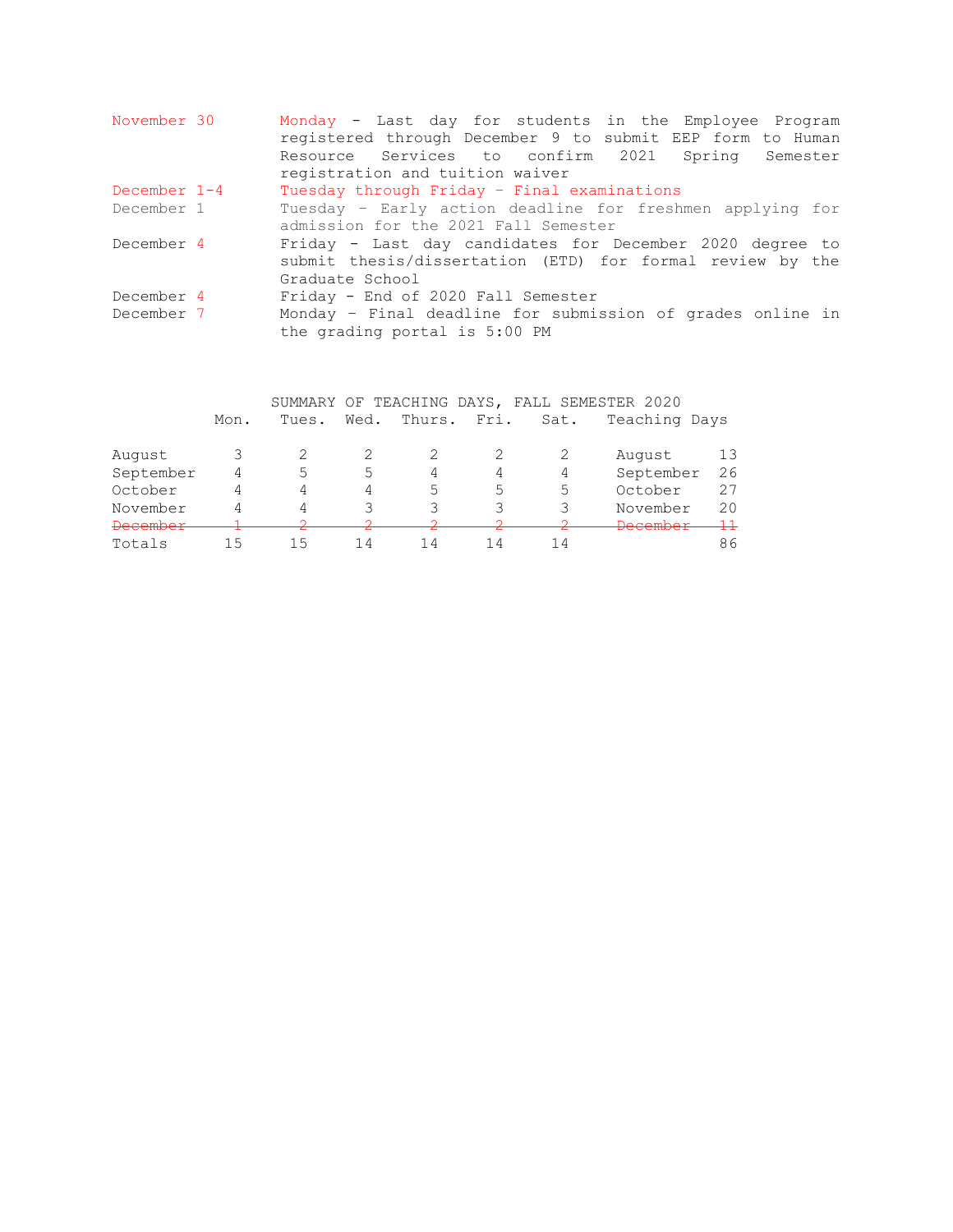| | |
|---|---|
| November 30 | Monday - Last day for students in the Employee Program registered through December 9 to submit EEP form to Human Resource Services to confirm 2021 Spring Semester registration and tuition waiver |
| December 1-4 | Tuesday through Friday – Final examinations |
| December 1 | Tuesday – Early action deadline for freshmen applying for admission for the 2021 Fall Semester |
| December 4 | Friday - Last day candidates for December 2020 degree to submit thesis/dissertation (ETD) for formal review by the Graduate School |
| December 4 | Friday - End of 2020 Fall Semester |
| December 7 | Monday – Final deadline for submission of grades online in the grading portal is 5:00 PM |

SUMMARY OF TEACHING DAYS, FALL SEMESTER 2020

| | Mon. | Tues. | Wed. | Thurs. | Fri. | Sat. | Teaching Days | |
|---|---|---|---|---|---|---|---|---|
| August | 3 | 2 | 2 | 2 | 2 | 2 | August | 13 |
| September | 4 | 5 | 5 | 4 | 4 | 4 | September | 26 |
| October | 4 | 4 | 4 | 5 | 5 | 5 | October | 27 |
| November | 4 | 4 | 3 | 3 | 3 | 3 | November | 20 |
| ~~December~~ | ~~1~~ | ~~2~~ | ~~2~~ | ~~2~~ | ~~2~~ | ~~2~~ | ~~December~~ | ~~11~~ |
| Totals | 15 | 15 | 14 | 14 | 14 | 14 | | 86 |